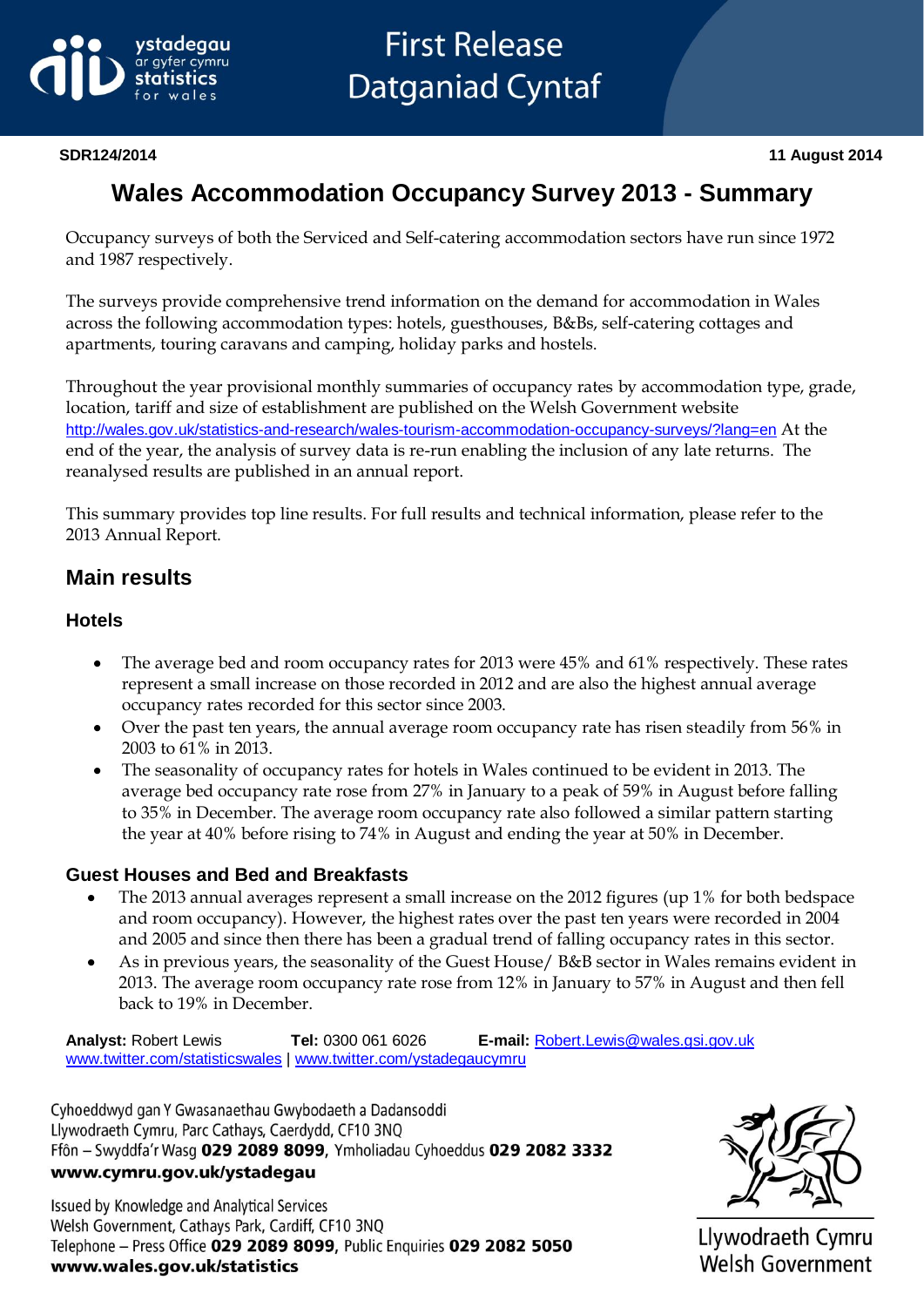First Release
Datganiad Cyntaf

SDR124/2014

11 August 2014

# Wales Accommodation Occupancy Survey 2013 - Summary

Occupancy surveys of both the Serviced and Self-catering accommodation sectors have run since 1972 and 1987 respectively.

The surveys provide comprehensive trend information on the demand for accommodation in Wales across the following accommodation types: hotels, guesthouses, B&Bs, self-catering cottages and apartments, touring caravans and camping, holiday parks and hostels.

Throughout the year provisional monthly summaries of occupancy rates by accommodation type, grade, location, tariff and size of establishment are published on the Welsh Government website http://wales.gov.uk/statistics-and-research/wales-tourism-accommodation-occupancy-surveys/?lang=en At the end of the year, the analysis of survey data is re-run enabling the inclusion of any late returns. The reanalysed results are published in an annual report.

This summary provides top line results. For full results and technical information, please refer to the 2013 Annual Report.

## Main results

### Hotels

- The average bed and room occupancy rates for 2013 were 45% and 61% respectively. These rates represent a small increase on those recorded in 2012 and are also the highest annual average occupancy rates recorded for this sector since 2003.
- Over the past ten years, the annual average room occupancy rate has risen steadily from 56% in 2003 to 61% in 2013.
- The seasonality of occupancy rates for hotels in Wales continued to be evident in 2013. The average bed occupancy rate rose from 27% in January to a peak of 59% in August before falling to 35% in December. The average room occupancy rate also followed a similar pattern starting the year at 40% before rising to 74% in August and ending the year at 50% in December.

### Guest Houses and Bed and Breakfasts

- The 2013 annual averages represent a small increase on the 2012 figures (up 1% for both bedspace and room occupancy). However, the highest rates over the past ten years were recorded in 2004 and 2005 and since then there has been a gradual trend of falling occupancy rates in this sector.
- As in previous years, the seasonality of the Guest House/ B&B sector in Wales remains evident in 2013. The average room occupancy rate rose from 12% in January to 57% in August and then fell back to 19% in December.

**Analyst:** Robert Lewis **Tel:** 0300 061 6026 **E-mail:** Robert.Lewis@wales.gsi.gov.uk
www.twitter.com/statisticswales | www.twitter.com/ystadegaucymru

Cyhoeddwyd gan Y Gwasanaethau Gwybodaeth a Dadansoddi
Llywodraeth Cymru, Parc Cathays, Caerdydd, CF10 3NQ
Ffôn – Swyddfa'r Wasg **029 2089 8099**, Ymholiadau Cyhoeddus **029 2082 3332**
**www.cymru.gov.uk/ystadegau**

Issued by Knowledge and Analytical Services
Welsh Government, Cathays Park, Cardiff, CF10 3NQ
Telephone – Press Office **029 2089 8099**, Public Enquiries **029 2082 5050**
**www.wales.gov.uk/statistics**

Llywodraeth Cymru
Welsh Government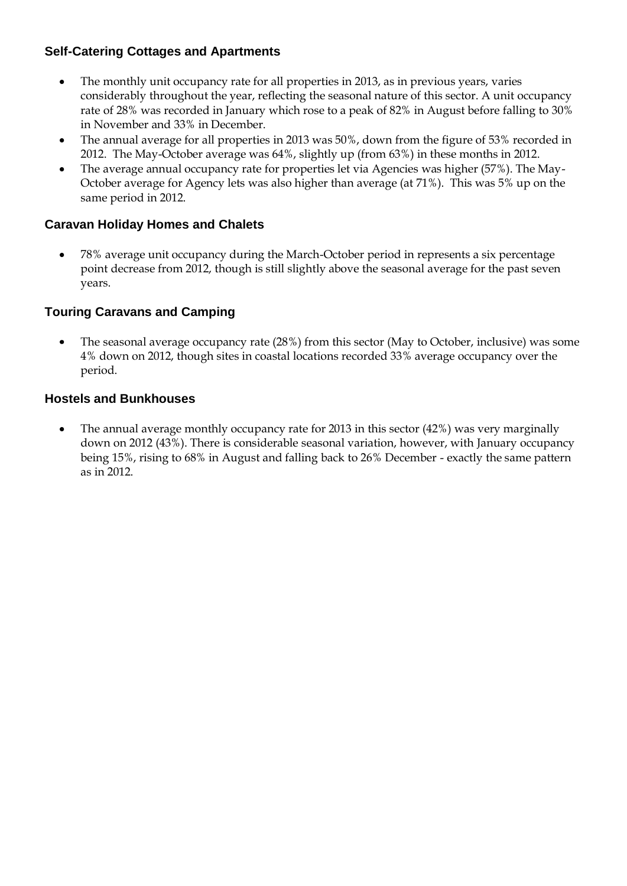## Self-Catering Cottages and Apartments

- The monthly unit occupancy rate for all properties in 2013, as in previous years, varies considerably throughout the year, reflecting the seasonal nature of this sector. A unit occupancy rate of 28% was recorded in January which rose to a peak of 82% in August before falling to 30% in November and 33% in December.
- The annual average for all properties in 2013 was 50%, down from the figure of 53% recorded in 2012. The May-October average was 64%, slightly up (from 63%) in these months in 2012.
- The average annual occupancy rate for properties let via Agencies was higher (57%). The May-October average for Agency lets was also higher than average (at 71%). This was 5% up on the same period in 2012.

## Caravan Holiday Homes and Chalets

- 78% average unit occupancy during the March-October period in represents a six percentage point decrease from 2012, though is still slightly above the seasonal average for the past seven years.

## Touring Caravans and Camping

- The seasonal average occupancy rate (28%) from this sector (May to October, inclusive) was some 4% down on 2012, though sites in coastal locations recorded 33% average occupancy over the period.

## Hostels and Bunkhouses

- The annual average monthly occupancy rate for 2013 in this sector (42%) was very marginally down on 2012 (43%). There is considerable seasonal variation, however, with January occupancy being 15%, rising to 68% in August and falling back to 26% December - exactly the same pattern as in 2012.